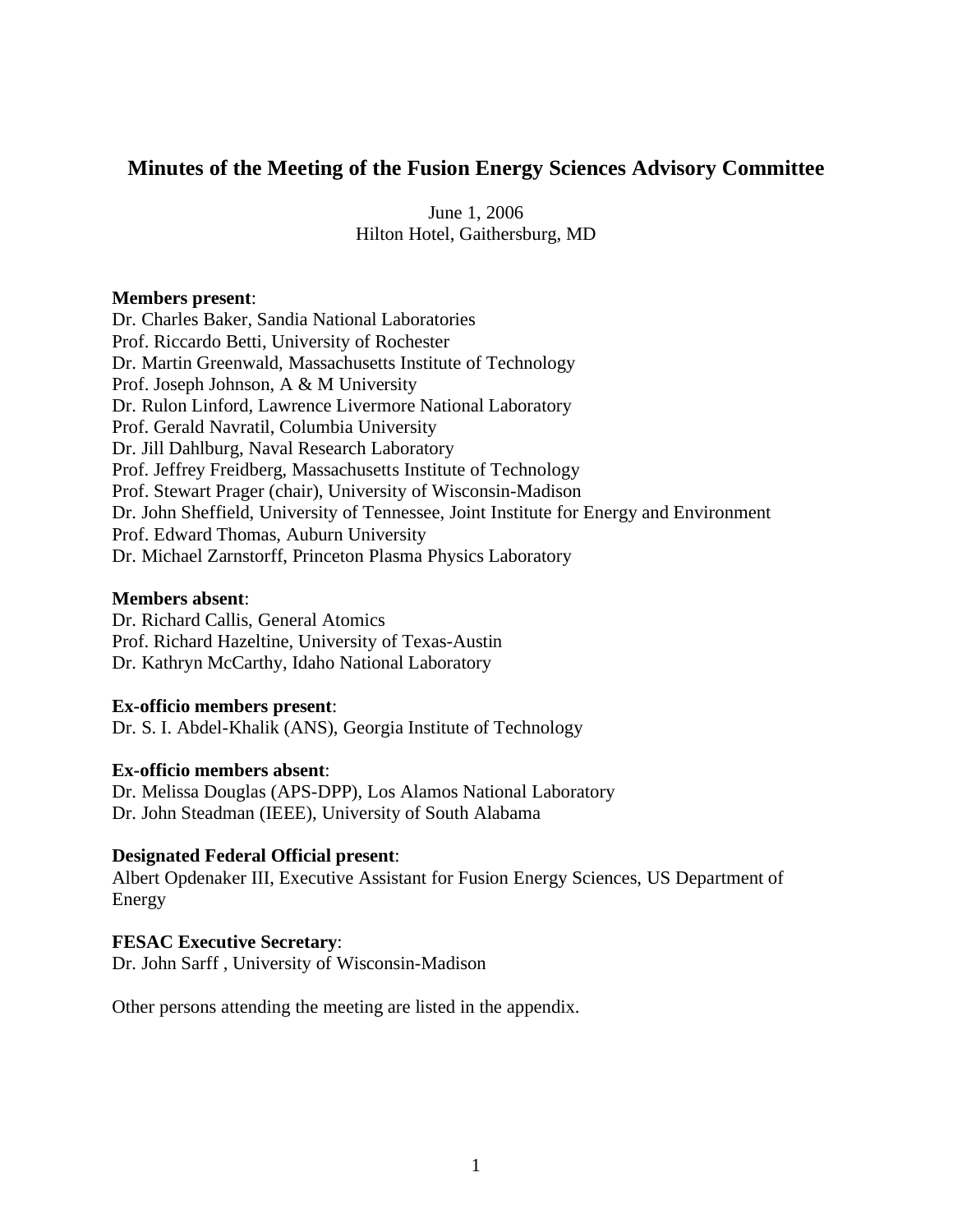# Minutes of the Meeting of the Fusion Energy Sciences Advisory Committee

June 1, 2006
Hilton Hotel, Gaithersburg, MD

**Members present**:
Dr. Charles Baker, Sandia National Laboratories
Prof. Riccardo Betti, University of Rochester
Dr. Martin Greenwald, Massachusetts Institute of Technology
Prof. Joseph Johnson, A & M University
Dr. Rulon Linford, Lawrence Livermore National Laboratory
Prof. Gerald Navratil, Columbia University
Dr. Jill Dahlburg, Naval Research Laboratory
Prof. Jeffrey Freidberg, Massachusetts Institute of Technology
Prof. Stewart Prager (chair), University of Wisconsin-Madison
Dr. John Sheffield, University of Tennessee, Joint Institute for Energy and Environment
Prof. Edward Thomas, Auburn University
Dr. Michael Zarnstorff, Princeton Plasma Physics Laboratory

**Members absent**:
Dr. Richard Callis, General Atomics
Prof. Richard Hazeltine, University of Texas-Austin
Dr. Kathryn McCarthy, Idaho National Laboratory

**Ex-officio members present**:
Dr. S. I. Abdel-Khalik (ANS), Georgia Institute of Technology

**Ex-officio members absent**:
Dr. Melissa Douglas (APS-DPP), Los Alamos National Laboratory
Dr. John Steadman (IEEE), University of South Alabama

**Designated Federal Official present**:
Albert Opdenaker III, Executive Assistant for Fusion Energy Sciences, US Department of Energy

**FESAC Executive Secretary**:
Dr. John Sarff , University of Wisconsin-Madison

Other persons attending the meeting are listed in the appendix.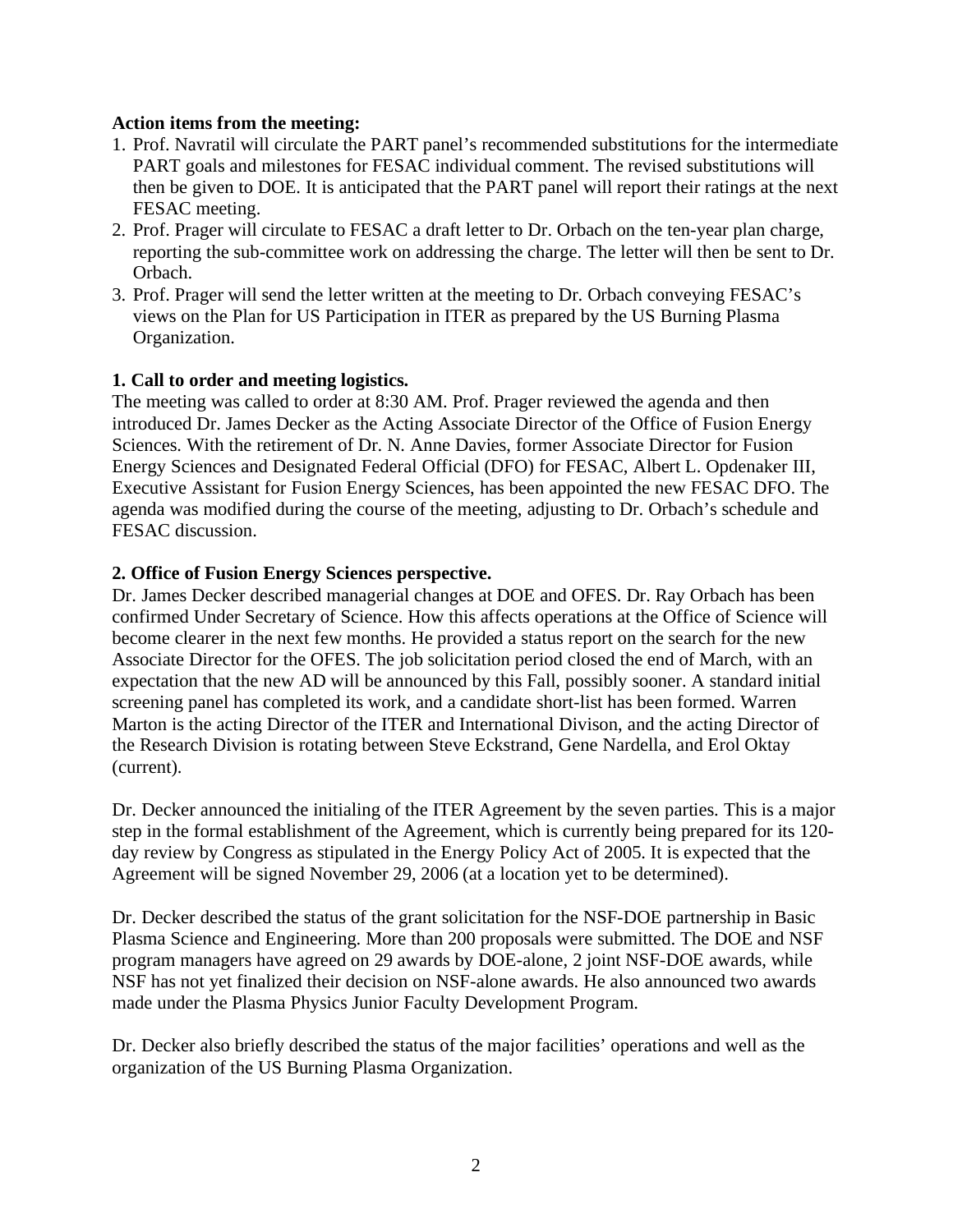**Action items from the meeting:**

1. Prof. Navratil will circulate the PART panel's recommended substitutions for the intermediate PART goals and milestones for FESAC individual comment. The revised substitutions will then be given to DOE. It is anticipated that the PART panel will report their ratings at the next FESAC meeting.
2. Prof. Prager will circulate to FESAC a draft letter to Dr. Orbach on the ten-year plan charge, reporting the sub-committee work on addressing the charge. The letter will then be sent to Dr. Orbach.
3. Prof. Prager will send the letter written at the meeting to Dr. Orbach conveying FESAC's views on the Plan for US Participation in ITER as prepared by the US Burning Plasma Organization.

**1. Call to order and meeting logistics.**

The meeting was called to order at 8:30 AM. Prof. Prager reviewed the agenda and then introduced Dr. James Decker as the Acting Associate Director of the Office of Fusion Energy Sciences. With the retirement of Dr. N. Anne Davies, former Associate Director for Fusion Energy Sciences and Designated Federal Official (DFO) for FESAC, Albert L. Opdenaker III, Executive Assistant for Fusion Energy Sciences, has been appointed the new FESAC DFO. The agenda was modified during the course of the meeting, adjusting to Dr. Orbach's schedule and FESAC discussion.

**2. Office of Fusion Energy Sciences perspective.**

Dr. James Decker described managerial changes at DOE and OFES. Dr. Ray Orbach has been confirmed Under Secretary of Science. How this affects operations at the Office of Science will become clearer in the next few months. He provided a status report on the search for the new Associate Director for the OFES. The job solicitation period closed the end of March, with an expectation that the new AD will be announced by this Fall, possibly sooner. A standard initial screening panel has completed its work, and a candidate short-list has been formed. Warren Marton is the acting Director of the ITER and International Divison, and the acting Director of the Research Division is rotating between Steve Eckstrand, Gene Nardella, and Erol Oktay (current).

Dr. Decker announced the initialing of the ITER Agreement by the seven parties. This is a major step in the formal establishment of the Agreement, which is currently being prepared for its 120-day review by Congress as stipulated in the Energy Policy Act of 2005. It is expected that the Agreement will be signed November 29, 2006 (at a location yet to be determined).

Dr. Decker described the status of the grant solicitation for the NSF-DOE partnership in Basic Plasma Science and Engineering. More than 200 proposals were submitted. The DOE and NSF program managers have agreed on 29 awards by DOE-alone, 2 joint NSF-DOE awards, while NSF has not yet finalized their decision on NSF-alone awards. He also announced two awards made under the Plasma Physics Junior Faculty Development Program.

Dr. Decker also briefly described the status of the major facilities' operations and well as the organization of the US Burning Plasma Organization.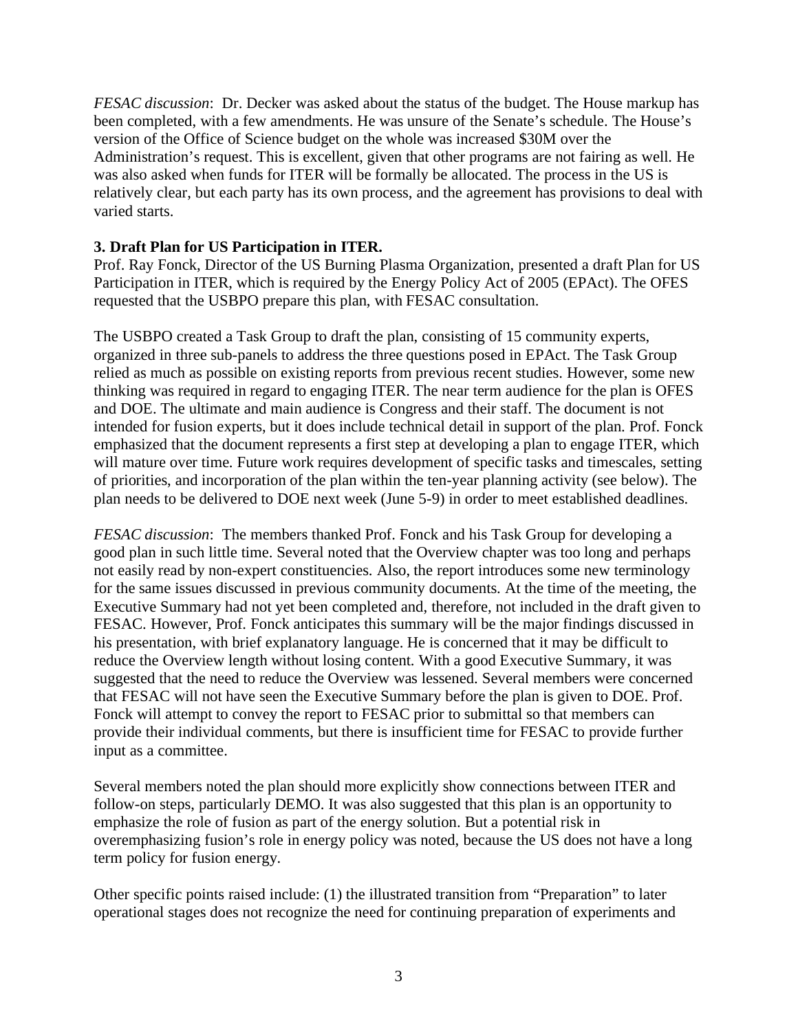*FESAC discussion*: Dr. Decker was asked about the status of the budget. The House markup has been completed, with a few amendments. He was unsure of the Senate's schedule. The House's version of the Office of Science budget on the whole was increased $30M over the Administration's request. This is excellent, given that other programs are not fairing as well. He was also asked when funds for ITER will be formally be allocated. The process in the US is relatively clear, but each party has its own process, and the agreement has provisions to deal with varied starts.

**3. Draft Plan for US Participation in ITER.**

Prof. Ray Fonck, Director of the US Burning Plasma Organization, presented a draft Plan for US Participation in ITER, which is required by the Energy Policy Act of 2005 (EPAct). The OFES requested that the USBPO prepare this plan, with FESAC consultation.

The USBPO created a Task Group to draft the plan, consisting of 15 community experts, organized in three sub-panels to address the three questions posed in EPAct. The Task Group relied as much as possible on existing reports from previous recent studies. However, some new thinking was required in regard to engaging ITER. The near term audience for the plan is OFES and DOE. The ultimate and main audience is Congress and their staff. The document is not intended for fusion experts, but it does include technical detail in support of the plan. Prof. Fonck emphasized that the document represents a first step at developing a plan to engage ITER, which will mature over time. Future work requires development of specific tasks and timescales, setting of priorities, and incorporation of the plan within the ten-year planning activity (see below). The plan needs to be delivered to DOE next week (June 5-9) in order to meet established deadlines.

*FESAC discussion*: The members thanked Prof. Fonck and his Task Group for developing a good plan in such little time. Several noted that the Overview chapter was too long and perhaps not easily read by non-expert constituencies. Also, the report introduces some new terminology for the same issues discussed in previous community documents. At the time of the meeting, the Executive Summary had not yet been completed and, therefore, not included in the draft given to FESAC. However, Prof. Fonck anticipates this summary will be the major findings discussed in his presentation, with brief explanatory language. He is concerned that it may be difficult to reduce the Overview length without losing content. With a good Executive Summary, it was suggested that the need to reduce the Overview was lessened. Several members were concerned that FESAC will not have seen the Executive Summary before the plan is given to DOE. Prof. Fonck will attempt to convey the report to FESAC prior to submittal so that members can provide their individual comments, but there is insufficient time for FESAC to provide further input as a committee.

Several members noted the plan should more explicitly show connections between ITER and follow-on steps, particularly DEMO. It was also suggested that this plan is an opportunity to emphasize the role of fusion as part of the energy solution. But a potential risk in overemphasizing fusion's role in energy policy was noted, because the US does not have a long term policy for fusion energy.

Other specific points raised include: (1) the illustrated transition from "Preparation" to later operational stages does not recognize the need for continuing preparation of experiments and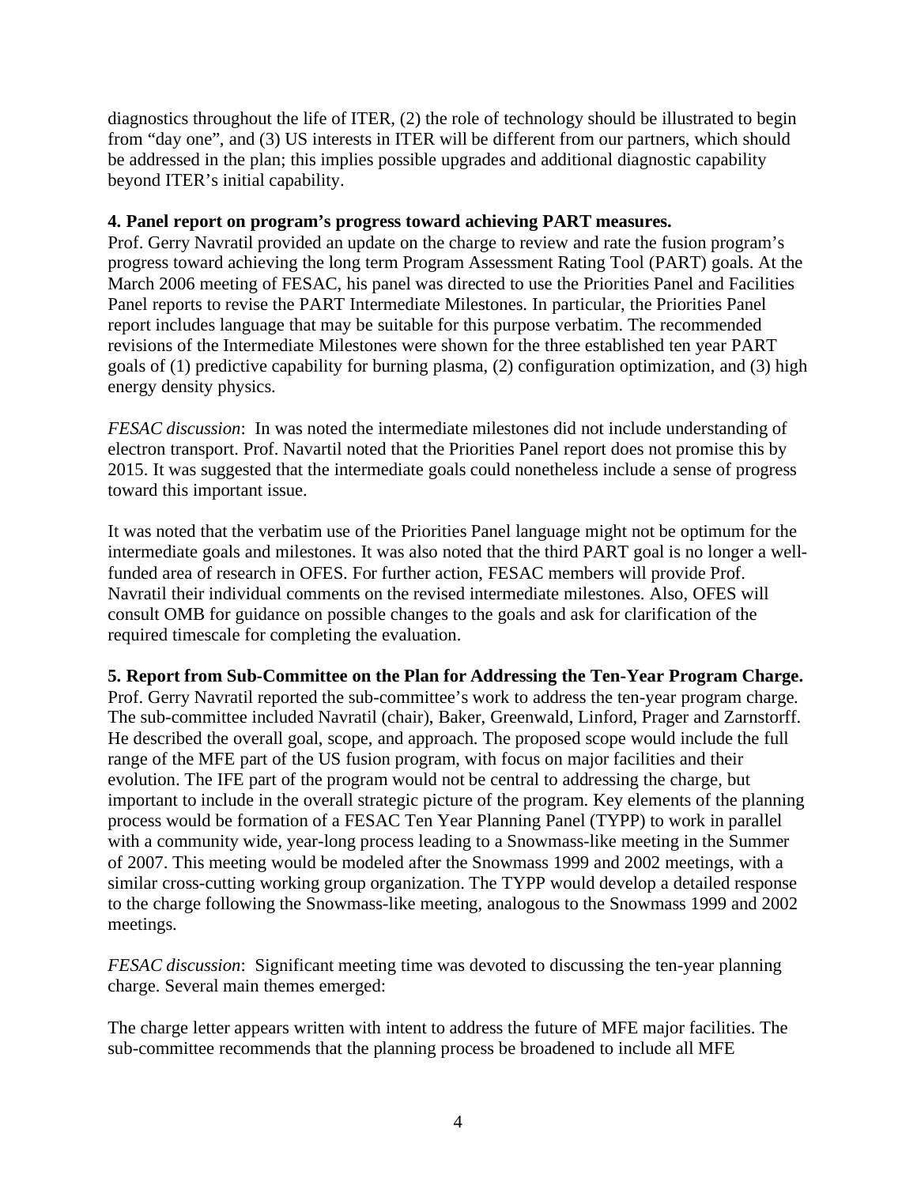diagnostics throughout the life of ITER, (2) the role of technology should be illustrated to begin from "day one", and (3) US interests in ITER will be different from our partners, which should be addressed in the plan; this implies possible upgrades and additional diagnostic capability beyond ITER's initial capability.

**4. Panel report on program's progress toward achieving PART measures.**
Prof. Gerry Navratil provided an update on the charge to review and rate the fusion program's progress toward achieving the long term Program Assessment Rating Tool (PART) goals. At the March 2006 meeting of FESAC, his panel was directed to use the Priorities Panel and Facilities Panel reports to revise the PART Intermediate Milestones. In particular, the Priorities Panel report includes language that may be suitable for this purpose verbatim. The recommended revisions of the Intermediate Milestones were shown for the three established ten year PART goals of (1) predictive capability for burning plasma, (2) configuration optimization, and (3) high energy density physics.

*FESAC discussion*: In was noted the intermediate milestones did not include understanding of electron transport. Prof. Navartil noted that the Priorities Panel report does not promise this by 2015. It was suggested that the intermediate goals could nonetheless include a sense of progress toward this important issue.

It was noted that the verbatim use of the Priorities Panel language might not be optimum for the intermediate goals and milestones. It was also noted that the third PART goal is no longer a well-funded area of research in OFES. For further action, FESAC members will provide Prof. Navratil their individual comments on the revised intermediate milestones. Also, OFES will consult OMB for guidance on possible changes to the goals and ask for clarification of the required timescale for completing the evaluation.

**5. Report from Sub-Committee on the Plan for Addressing the Ten-Year Program Charge.**
Prof. Gerry Navratil reported the sub-committee's work to address the ten-year program charge. The sub-committee included Navratil (chair), Baker, Greenwald, Linford, Prager and Zarnstorff. He described the overall goal, scope, and approach. The proposed scope would include the full range of the MFE part of the US fusion program, with focus on major facilities and their evolution. The IFE part of the program would not be central to addressing the charge, but important to include in the overall strategic picture of the program. Key elements of the planning process would be formation of a FESAC Ten Year Planning Panel (TYPP) to work in parallel with a community wide, year-long process leading to a Snowmass-like meeting in the Summer of 2007. This meeting would be modeled after the Snowmass 1999 and 2002 meetings, with a similar cross-cutting working group organization. The TYPP would develop a detailed response to the charge following the Snowmass-like meeting, analogous to the Snowmass 1999 and 2002 meetings.

*FESAC discussion*: Significant meeting time was devoted to discussing the ten-year planning charge. Several main themes emerged:

The charge letter appears written with intent to address the future of MFE major facilities. The sub-committee recommends that the planning process be broadened to include all MFE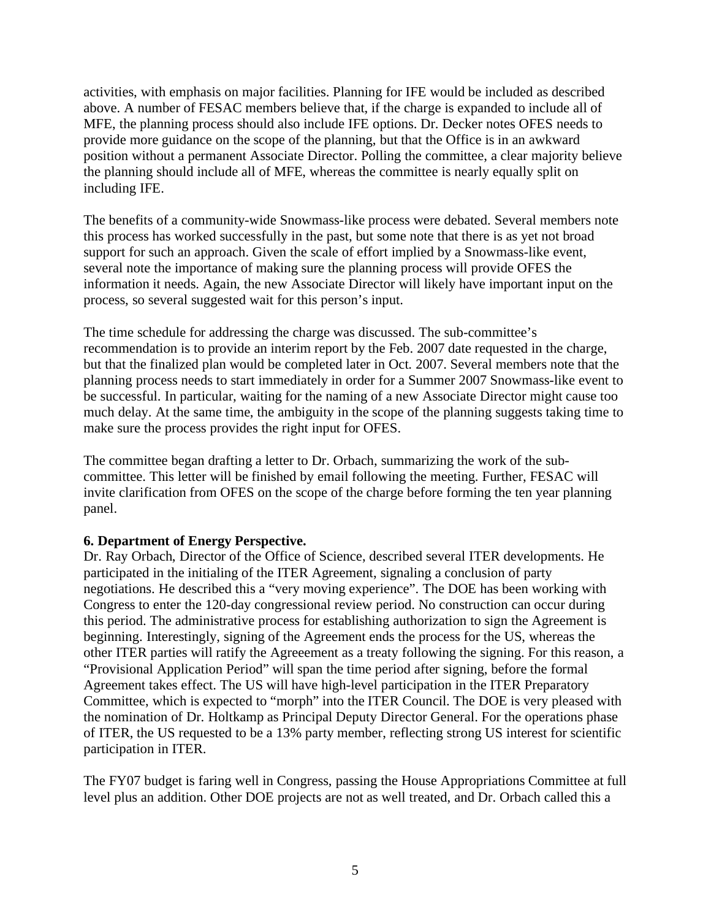activities, with emphasis on major facilities. Planning for IFE would be included as described above. A number of FESAC members believe that, if the charge is expanded to include all of MFE, the planning process should also include IFE options. Dr. Decker notes OFES needs to provide more guidance on the scope of the planning, but that the Office is in an awkward position without a permanent Associate Director. Polling the committee, a clear majority believe the planning should include all of MFE, whereas the committee is nearly equally split on including IFE.

The benefits of a community-wide Snowmass-like process were debated. Several members note this process has worked successfully in the past, but some note that there is as yet not broad support for such an approach. Given the scale of effort implied by a Snowmass-like event, several note the importance of making sure the planning process will provide OFES the information it needs. Again, the new Associate Director will likely have important input on the process, so several suggested wait for this person's input.

The time schedule for addressing the charge was discussed. The sub-committee's recommendation is to provide an interim report by the Feb. 2007 date requested in the charge, but that the finalized plan would be completed later in Oct. 2007. Several members note that the planning process needs to start immediately in order for a Summer 2007 Snowmass-like event to be successful. In particular, waiting for the naming of a new Associate Director might cause too much delay. At the same time, the ambiguity in the scope of the planning suggests taking time to make sure the process provides the right input for OFES.

The committee began drafting a letter to Dr. Orbach, summarizing the work of the sub-committee. This letter will be finished by email following the meeting. Further, FESAC will invite clarification from OFES on the scope of the charge before forming the ten year planning panel.

**6. Department of Energy Perspective.**
Dr. Ray Orbach, Director of the Office of Science, described several ITER developments. He participated in the initialing of the ITER Agreement, signaling a conclusion of party negotiations. He described this a "very moving experience". The DOE has been working with Congress to enter the 120-day congressional review period. No construction can occur during this period. The administrative process for establishing authorization to sign the Agreement is beginning. Interestingly, signing of the Agreement ends the process for the US, whereas the other ITER parties will ratify the Agreeement as a treaty following the signing. For this reason, a "Provisional Application Period" will span the time period after signing, before the formal Agreement takes effect. The US will have high-level participation in the ITER Preparatory Committee, which is expected to "morph" into the ITER Council. The DOE is very pleased with the nomination of Dr. Holtkamp as Principal Deputy Director General. For the operations phase of ITER, the US requested to be a 13% party member, reflecting strong US interest for scientific participation in ITER.

The FY07 budget is faring well in Congress, passing the House Appropriations Committee at full level plus an addition. Other DOE projects are not as well treated, and Dr. Orbach called this a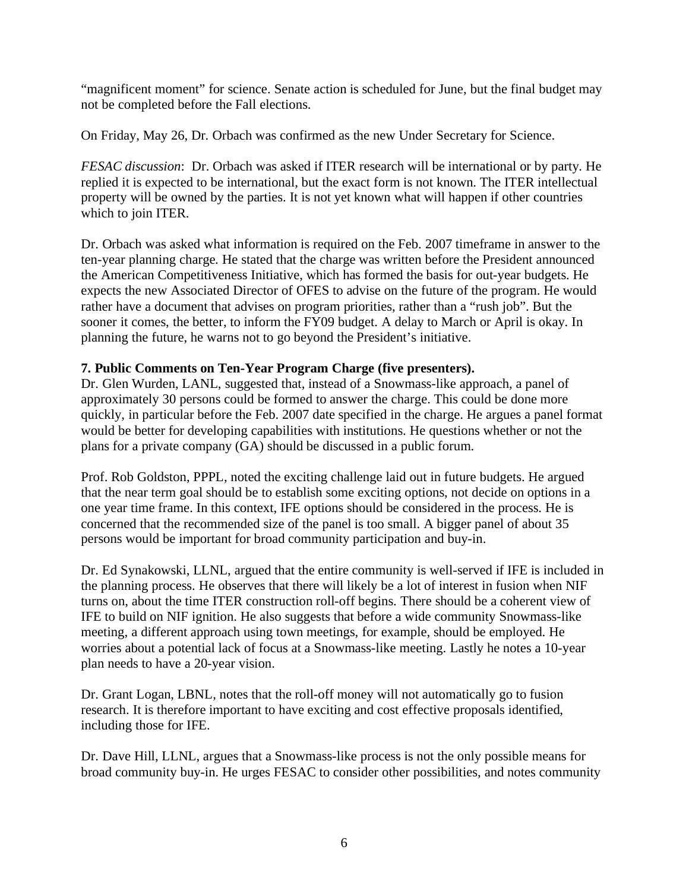"magnificent moment" for science. Senate action is scheduled for June, but the final budget may not be completed before the Fall elections.

On Friday, May 26, Dr. Orbach was confirmed as the new Under Secretary for Science.

*FESAC discussion*: Dr. Orbach was asked if ITER research will be international or by party. He replied it is expected to be international, but the exact form is not known. The ITER intellectual property will be owned by the parties. It is not yet known what will happen if other countries which to join ITER.

Dr. Orbach was asked what information is required on the Feb. 2007 timeframe in answer to the ten-year planning charge. He stated that the charge was written before the President announced the American Competitiveness Initiative, which has formed the basis for out-year budgets. He expects the new Associated Director of OFES to advise on the future of the program. He would rather have a document that advises on program priorities, rather than a "rush job". But the sooner it comes, the better, to inform the FY09 budget. A delay to March or April is okay. In planning the future, he warns not to go beyond the President's initiative.

**7. Public Comments on Ten-Year Program Charge (five presenters).**

Dr. Glen Wurden, LANL, suggested that, instead of a Snowmass-like approach, a panel of approximately 30 persons could be formed to answer the charge. This could be done more quickly, in particular before the Feb. 2007 date specified in the charge. He argues a panel format would be better for developing capabilities with institutions. He questions whether or not the plans for a private company (GA) should be discussed in a public forum.

Prof. Rob Goldston, PPPL, noted the exciting challenge laid out in future budgets. He argued that the near term goal should be to establish some exciting options, not decide on options in a one year time frame. In this context, IFE options should be considered in the process. He is concerned that the recommended size of the panel is too small. A bigger panel of about 35 persons would be important for broad community participation and buy-in.

Dr. Ed Synakowski, LLNL, argued that the entire community is well-served if IFE is included in the planning process. He observes that there will likely be a lot of interest in fusion when NIF turns on, about the time ITER construction roll-off begins. There should be a coherent view of IFE to build on NIF ignition. He also suggests that before a wide community Snowmass-like meeting, a different approach using town meetings, for example, should be employed. He worries about a potential lack of focus at a Snowmass-like meeting. Lastly he notes a 10-year plan needs to have a 20-year vision.

Dr. Grant Logan, LBNL, notes that the roll-off money will not automatically go to fusion research. It is therefore important to have exciting and cost effective proposals identified, including those for IFE.

Dr. Dave Hill, LLNL, argues that a Snowmass-like process is not the only possible means for broad community buy-in. He urges FESAC to consider other possibilities, and notes community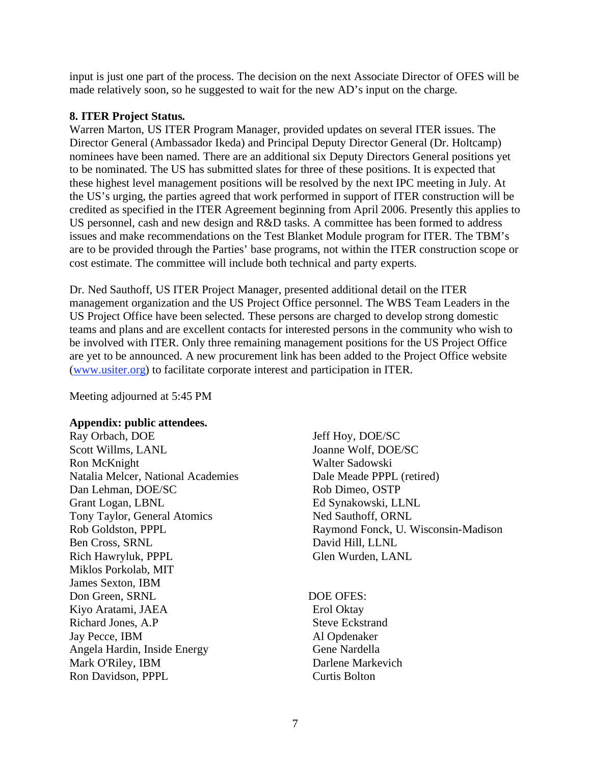input is just one part of the process. The decision on the next Associate Director of OFES will be made relatively soon, so he suggested to wait for the new AD's input on the charge.

**8. ITER Project Status.**

Warren Marton, US ITER Program Manager, provided updates on several ITER issues. The Director General (Ambassador Ikeda) and Principal Deputy Director General (Dr. Holtcamp) nominees have been named. There are an additional six Deputy Directors General positions yet to be nominated. The US has submitted slates for three of these positions. It is expected that these highest level management positions will be resolved by the next IPC meeting in July. At the US's urging, the parties agreed that work performed in support of ITER construction will be credited as specified in the ITER Agreement beginning from April 2006. Presently this applies to US personnel, cash and new design and R&D tasks. A committee has been formed to address issues and make recommendations on the Test Blanket Module program for ITER. The TBM's are to be provided through the Parties' base programs, not within the ITER construction scope or cost estimate. The committee will include both technical and party experts.

Dr. Ned Sauthoff, US ITER Project Manager, presented additional detail on the ITER management organization and the US Project Office personnel. The WBS Team Leaders in the US Project Office have been selected. These persons are charged to develop strong domestic teams and plans and are excellent contacts for interested persons in the community who wish to be involved with ITER. Only three remaining management positions for the US Project Office are yet to be announced. A new procurement link has been added to the Project Office website (www.usiter.org) to facilitate corporate interest and participation in ITER.

Meeting adjourned at 5:45 PM

**Appendix: public attendees.**

Ray Orbach, DOE
Scott Willms, LANL
Ron McKnight
Natalia Melcer, National Academies
Dan Lehman, DOE/SC
Grant Logan, LBNL
Tony Taylor, General Atomics
Rob Goldston, PPPL
Ben Cross, SRNL
Rich Hawryluk, PPPL
Miklos Porkolab, MIT
James Sexton, IBM
Don Green, SRNL
Kiyo Aratami, JAEA
Richard Jones, A.P
Jay Pecce, IBM
Angela Hardin, Inside Energy
Mark O'Riley, IBM
Ron Davidson, PPPL
Jeff Hoy, DOE/SC
Joanne Wolf, DOE/SC
Walter Sadowski
Dale Meade PPPL (retired)
Rob Dimeo, OSTP
Ed Synakowski, LLNL
Ned Sauthoff, ORNL
Raymond Fonck, U. Wisconsin-Madison
David Hill, LLNL
Glen Wurden, LANL

DOE OFES:
Erol Oktay
Steve Eckstrand
Al Opdenaker
Gene Nardella
Darlene Markevich
Curtis Bolton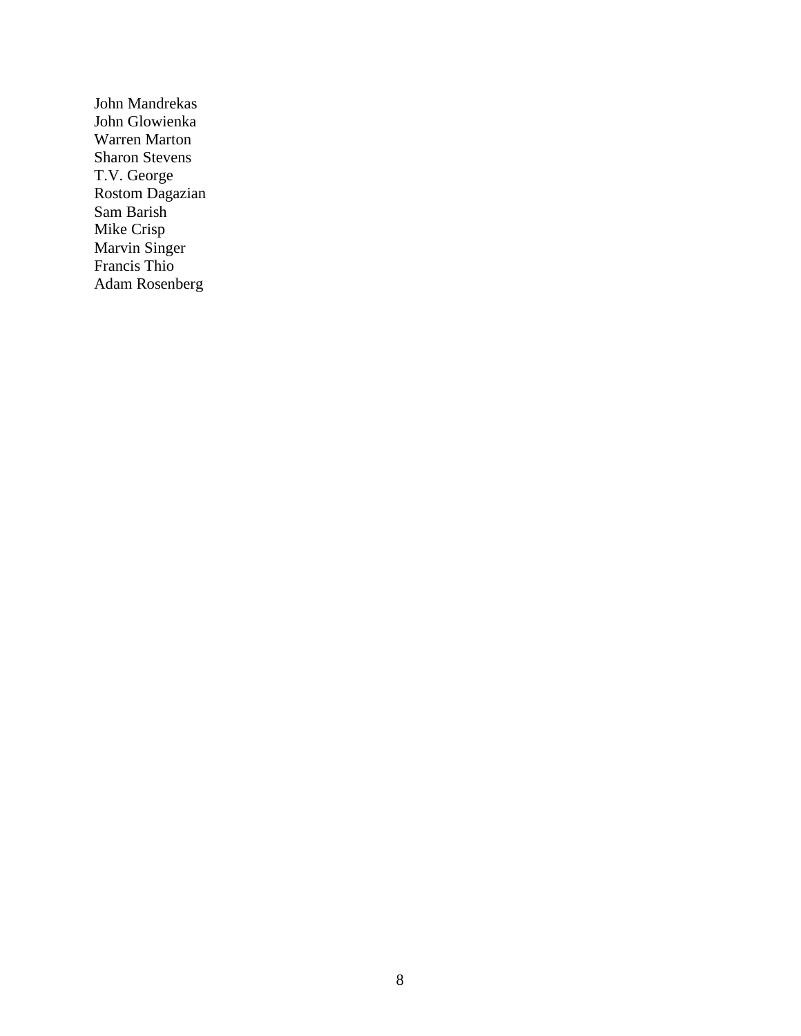John Mandrekas  
John Glowienka  
Warren Marton  
Sharon Stevens  
T.V. George  
Rostom Dagazian  
Sam Barish  
Mike Crisp  
Marvin Singer  
Francis Thio  
Adam Rosenberg